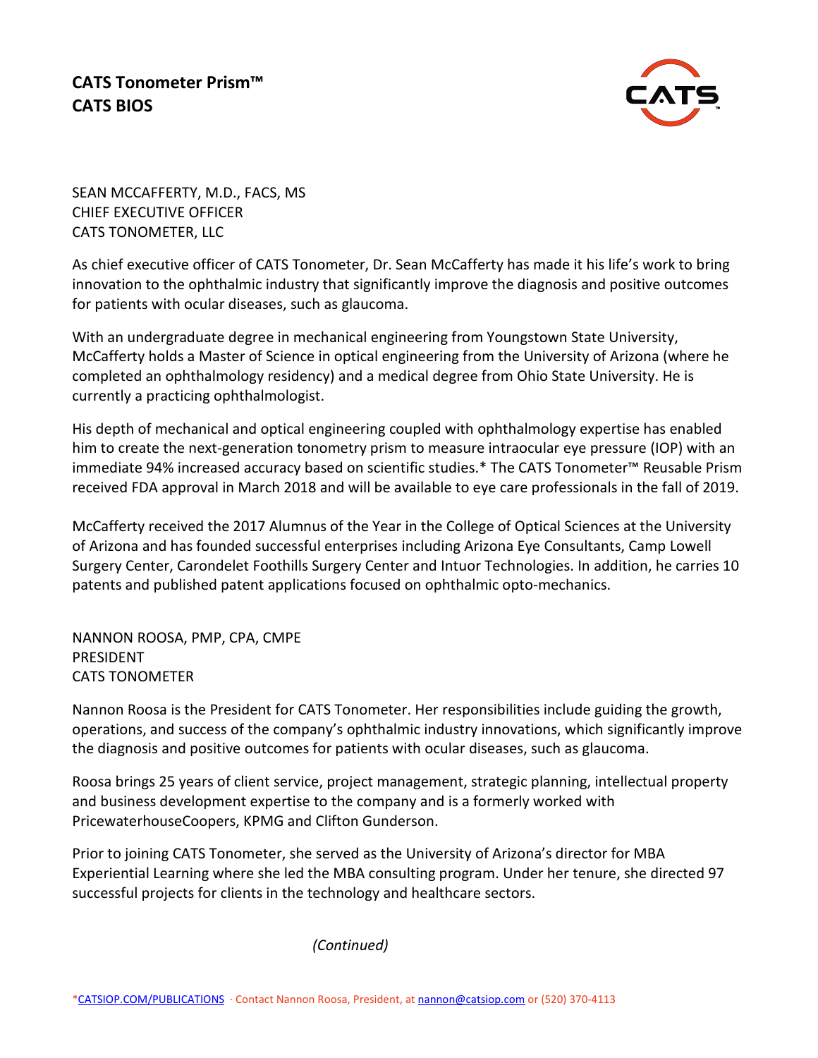# CATS Tonometer Prism™
# CATS BIOS

SEAN MCCAFFERTY, M.D., FACS, MS
CHIEF EXECUTIVE OFFICER
CATS TONOMETER, LLC

As chief executive officer of CATS Tonometer, Dr. Sean McCafferty has made it his life's work to bring innovation to the ophthalmic industry that significantly improve the diagnosis and positive outcomes for patients with ocular diseases, such as glaucoma.

With an undergraduate degree in mechanical engineering from Youngstown State University, McCafferty holds a Master of Science in optical engineering from the University of Arizona (where he completed an ophthalmology residency) and a medical degree from Ohio State University. He is currently a practicing ophthalmologist.

His depth of mechanical and optical engineering coupled with ophthalmology expertise has enabled him to create the next-generation tonometry prism to measure intraocular eye pressure (IOP) with an immediate 94% increased accuracy based on scientific studies.* The CATS Tonometer™ Reusable Prism received FDA approval in March 2018 and will be available to eye care professionals in the fall of 2019.

McCafferty received the 2017 Alumnus of the Year in the College of Optical Sciences at the University of Arizona and has founded successful enterprises including Arizona Eye Consultants, Camp Lowell Surgery Center, Carondelet Foothills Surgery Center and Intuor Technologies. In addition, he carries 10 patents and published patent applications focused on ophthalmic opto-mechanics.

NANNON ROOSA, PMP, CPA, CMPE
PRESIDENT
CATS TONOMETER

Nannon Roosa is the President for CATS Tonometer. Her responsibilities include guiding the growth, operations, and success of the company's ophthalmic industry innovations, which significantly improve the diagnosis and positive outcomes for patients with ocular diseases, such as glaucoma.

Roosa brings 25 years of client service, project management, strategic planning, intellectual property and business development expertise to the company and is a formerly worked with PricewaterhouseCoopers, KPMG and Clifton Gunderson.

Prior to joining CATS Tonometer, she served as the University of Arizona's director for MBA Experiential Learning where she led the MBA consulting program. Under her tenure, she directed 97 successful projects for clients in the technology and healthcare sectors.

*(Continued)*

*CATSIOP.COM/PUBLICATIONS · Contact Nannon Roosa, President, at nannon@catsiop.com or (520) 370-4113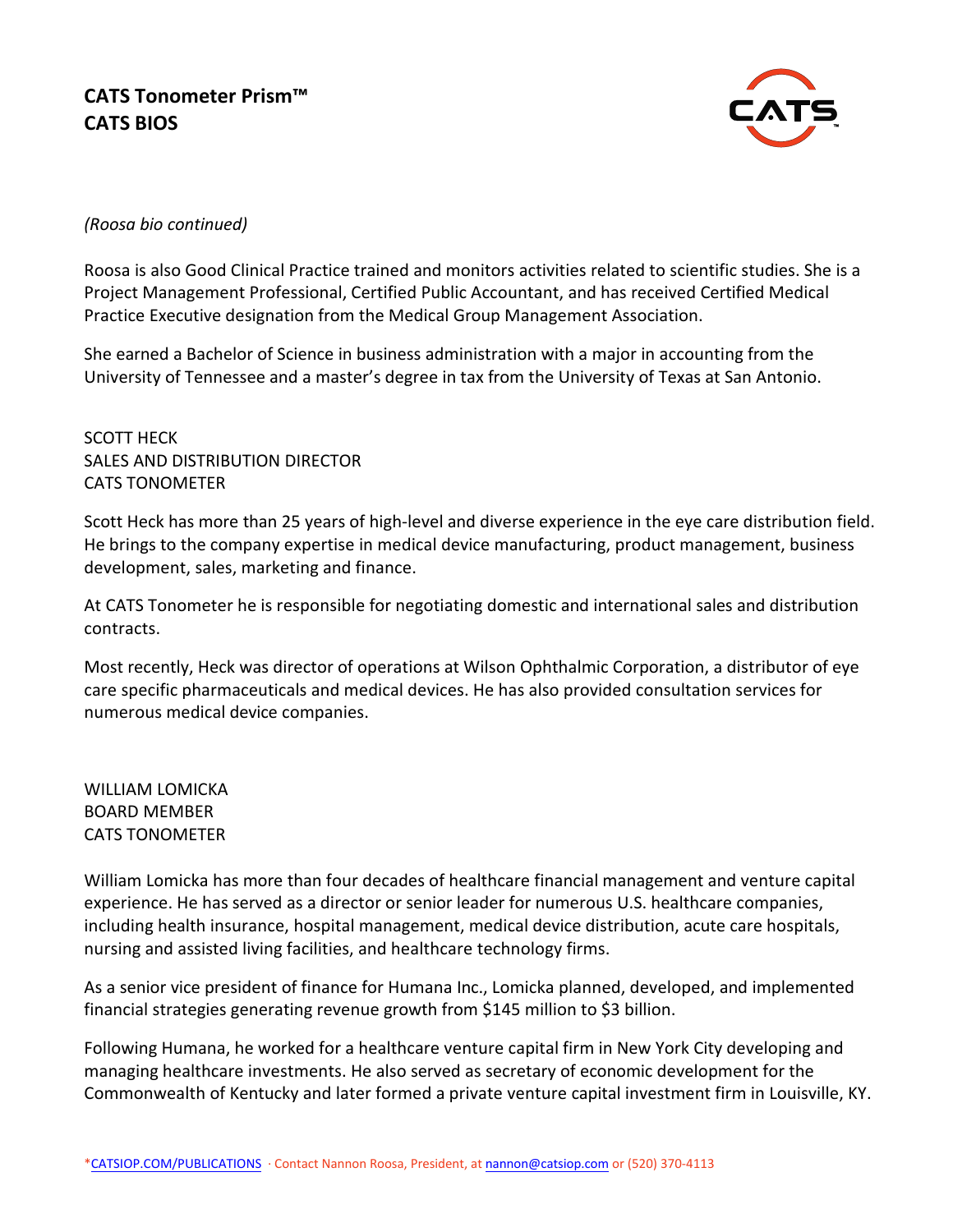**CATS Tonometer Prism™**
**CATS BIOS**

*(Roosa bio continued)*

Roosa is also Good Clinical Practice trained and monitors activities related to scientific studies. She is a Project Management Professional, Certified Public Accountant, and has received Certified Medical Practice Executive designation from the Medical Group Management Association.

She earned a Bachelor of Science in business administration with a major in accounting from the University of Tennessee and a master's degree in tax from the University of Texas at San Antonio.

SCOTT HECK
SALES AND DISTRIBUTION DIRECTOR
CATS TONOMETER

Scott Heck has more than 25 years of high-level and diverse experience in the eye care distribution field. He brings to the company expertise in medical device manufacturing, product management, business development, sales, marketing and finance.

At CATS Tonometer he is responsible for negotiating domestic and international sales and distribution contracts.

Most recently, Heck was director of operations at Wilson Ophthalmic Corporation, a distributor of eye care specific pharmaceuticals and medical devices. He has also provided consultation services for numerous medical device companies.

WILLIAM LOMICKA
BOARD MEMBER
CATS TONOMETER

William Lomicka has more than four decades of healthcare financial management and venture capital experience. He has served as a director or senior leader for numerous U.S. healthcare companies, including health insurance, hospital management, medical device distribution, acute care hospitals, nursing and assisted living facilities, and healthcare technology firms.

As a senior vice president of finance for Humana Inc., Lomicka planned, developed, and implemented financial strategies generating revenue growth from $145 million to $3 billion.

Following Humana, he worked for a healthcare venture capital firm in New York City developing and managing healthcare investments. He also served as secretary of economic development for the Commonwealth of Kentucky and later formed a private venture capital investment firm in Louisville, KY.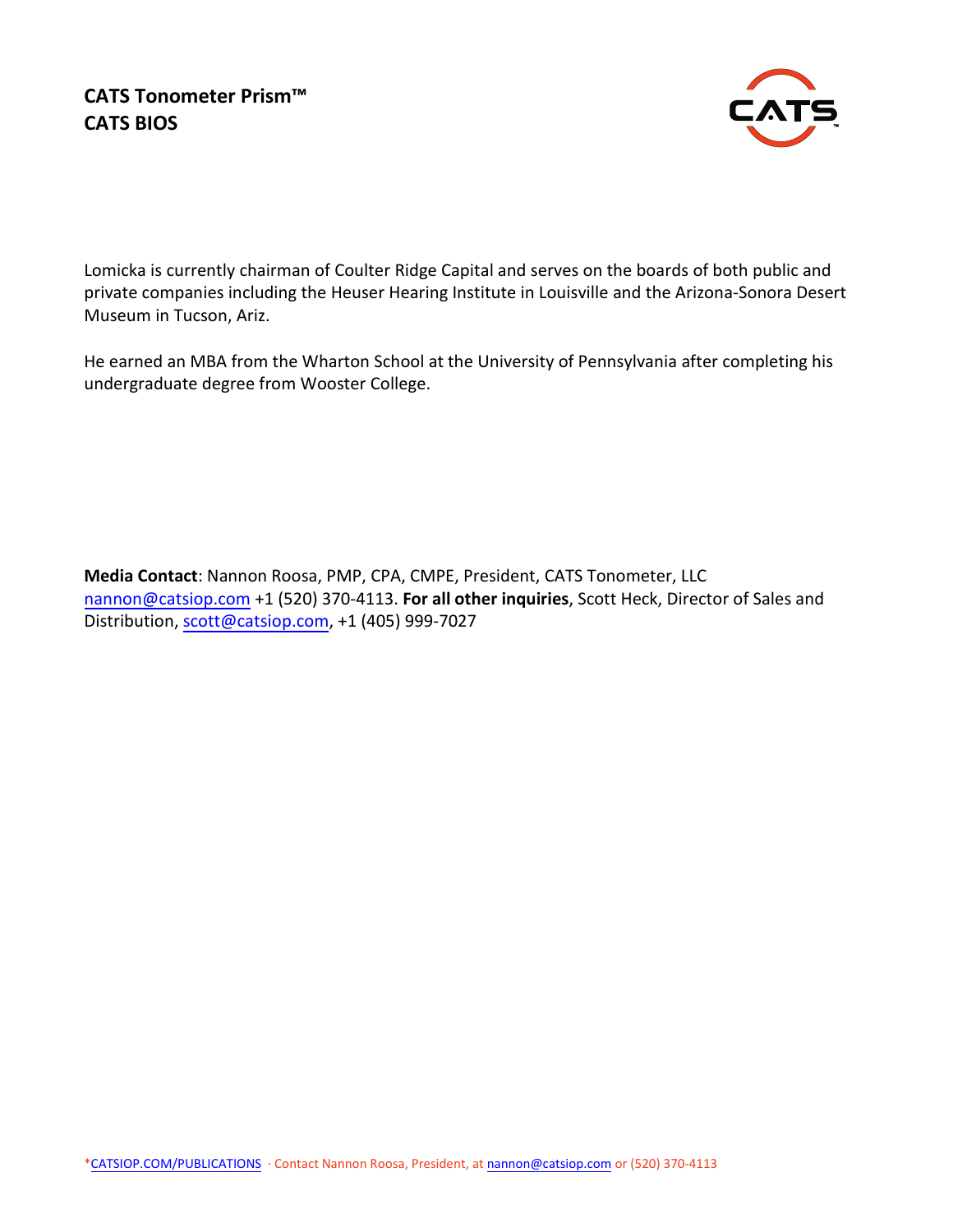**CATS Tonometer Prism™**
**CATS BIOS**

Lomicka is currently chairman of Coulter Ridge Capital and serves on the boards of both public and private companies including the Heuser Hearing Institute in Louisville and the Arizona-Sonora Desert Museum in Tucson, Ariz.

He earned an MBA from the Wharton School at the University of Pennsylvania after completing his undergraduate degree from Wooster College.

**Media Contact**: Nannon Roosa, PMP, CPA, CMPE, President, CATS Tonometer, LLC nannon@catsiop.com +1 (520) 370-4113. **For all other inquiries**, Scott Heck, Director of Sales and Distribution, scott@catsiop.com, +1 (405) 999-7027

*CATSIOP.COM/PUBLICATIONS · Contact Nannon Roosa, President, at nannon@catsiop.com or (520) 370-4113